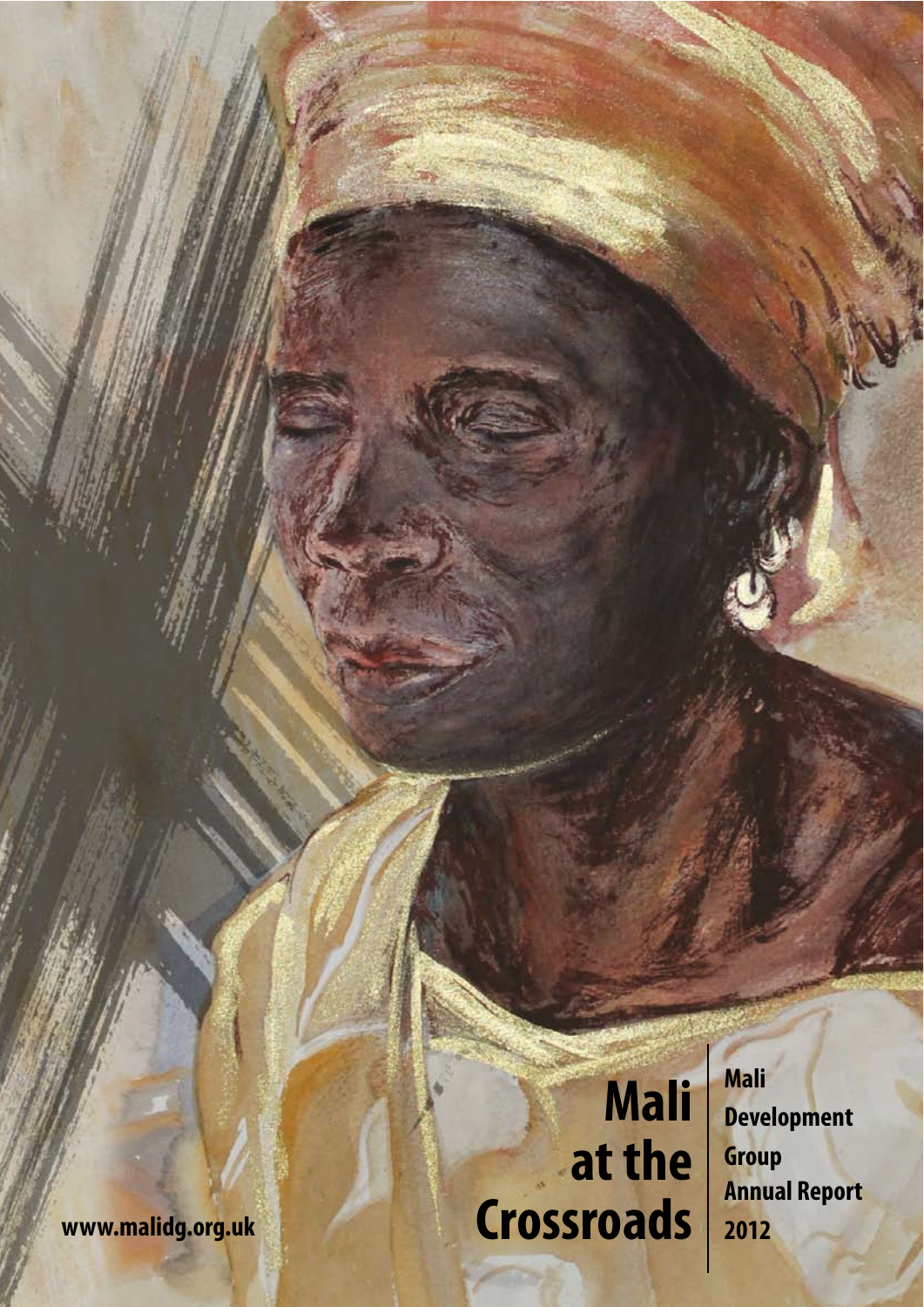# Mali at the Crossroads

**Mali Development Group**
**Annual Report**
**2012**

www.malidg.org.uk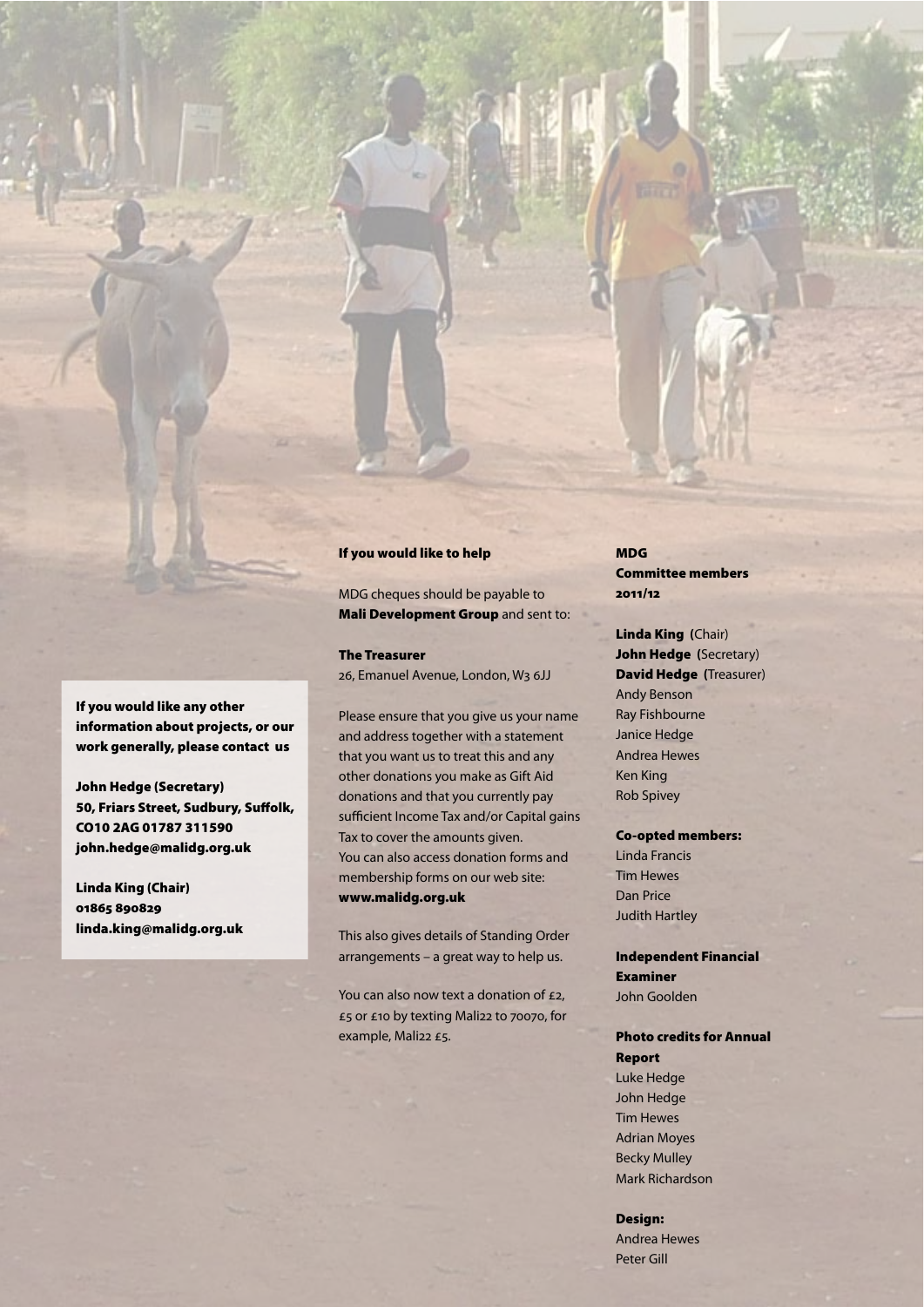**If you would like any other information about projects, or our work generally, please contact us**

**John Hedge (Secretary)**
**50, Friars Street, Sudbury, Suffolk, CO10 2AG 01787 311590**
**john.hedge@malidg.org.uk**

**Linda King (Chair)**
**01865 890829**
**linda.king@malidg.org.uk**

**If you would like to help**

MDG cheques should be payable to **Mali Development Group** and sent to:

**The Treasurer**
26, Emanuel Avenue, London, W3 6JJ

Please ensure that you give us your name and address together with a statement that you want us to treat this and any other donations you make as Gift Aid donations and that you currently pay sufficient Income Tax and/or Capital gains Tax to cover the amounts given.
You can also access donation forms and membership forms on our web site:
**www.malidg.org.uk**

This also gives details of Standing Order arrangements – a great way to help us.

You can also now text a donation of £2, £5 or £10 by texting Mali22 to 70070, for example, Mali22 £5.

**MDG Committee members 2011/12**

**Linda King** (Chair)
**John Hedge** (Secretary)
**David Hedge** (Treasurer)
Andy Benson
Ray Fishbourne
Janice Hedge
Andrea Hewes
Ken King
Rob Spivey

**Co-opted members:**
Linda Francis
Tim Hewes
Dan Price
Judith Hartley

**Independent Financial Examiner**
John Goolden

**Photo credits for Annual Report**
Luke Hedge
John Hedge
Tim Hewes
Adrian Moyes
Becky Mulley
Mark Richardson

**Design:**
Andrea Hewes
Peter Gill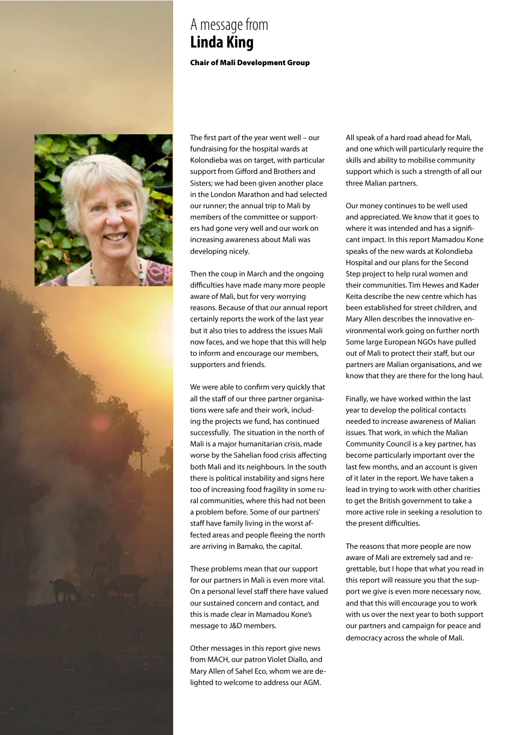# A message from **Linda King**

**Chair of Mali Development Group**

The first part of the year went well – our fundraising for the hospital wards at Kolondieba was on target, with particular support from Gifford and Brothers and Sisters; we had been given another place in the London Marathon and had selected our runner; the annual trip to Mali by members of the committee or supporters had gone very well and our work on increasing awareness about Mali was developing nicely.

Then the coup in March and the ongoing difficulties have made many more people aware of Mali, but for very worrying reasons. Because of that our annual report certainly reports the work of the last year but it also tries to address the issues Mali now faces, and we hope that this will help to inform and encourage our members, supporters and friends.

We were able to confirm very quickly that all the staff of our three partner organisations were safe and their work, including the projects we fund, has continued successfully. The situation in the north of Mali is a major humanitarian crisis, made worse by the Sahelian food crisis affecting both Mali and its neighbours. In the south there is political instability and signs here too of increasing food fragility in some rural communities, where this had not been a problem before. Some of our partners' staff have family living in the worst affected areas and people fleeing the north are arriving in Bamako, the capital.

These problems mean that our support for our partners in Mali is even more vital. On a personal level staff there have valued our sustained concern and contact, and this is made clear in Mamadou Kone's message to J&D members.

Other messages in this report give news from MACH, our patron Violet Diallo, and Mary Allen of Sahel Eco, whom we are delighted to welcome to address our AGM.

All speak of a hard road ahead for Mali, and one which will particularly require the skills and ability to mobilise community support which is such a strength of all our three Malian partners.

Our money continues to be well used and appreciated. We know that it goes to where it was intended and has a significant impact. In this report Mamadou Kone speaks of the new wards at Kolondieba Hospital and our plans for the Second Step project to help rural women and their communities. Tim Hewes and Kader Keita describe the new centre which has been established for street children, and Mary Allen describes the innovative environmental work going on further north Some large European NGOs have pulled out of Mali to protect their staff, but our partners are Malian organisations, and we know that they are there for the long haul.

Finally, we have worked within the last year to develop the political contacts needed to increase awareness of Malian issues. That work, in which the Malian Community Council is a key partner, has become particularly important over the last few months, and an account is given of it later in the report. We have taken a lead in trying to work with other charities to get the British government to take a more active role in seeking a resolution to the present difficulties.

The reasons that more people are now aware of Mali are extremely sad and regrettable, but I hope that what you read in this report will reassure you that the support we give is even more necessary now, and that this will encourage you to work with us over the next year to both support our partners and campaign for peace and democracy across the whole of Mali.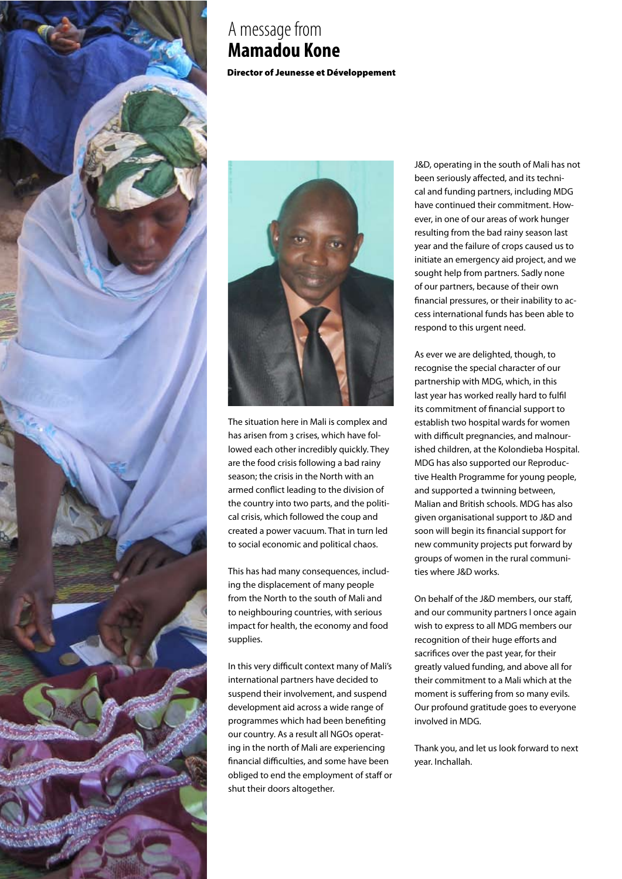# A message from **Mamadou Kone**

**Director of Jeunesse et Développement**

The situation here in Mali is complex and has arisen from 3 crises, which have followed each other incredibly quickly. They are the food crisis following a bad rainy season; the crisis in the North with an armed conflict leading to the division of the country into two parts, and the political crisis, which followed the coup and created a power vacuum. That in turn led to social economic and political chaos.

This has had many consequences, including the displacement of many people from the North to the south of Mali and to neighbouring countries, with serious impact for health, the economy and food supplies.

In this very difficult context many of Mali's international partners have decided to suspend their involvement, and suspend development aid across a wide range of programmes which had been benefiting our country. As a result all NGOs operating in the north of Mali are experiencing financial difficulties, and some have been obliged to end the employment of staff or shut their doors altogether.

J&D, operating in the south of Mali has not been seriously affected, and its technical and funding partners, including MDG have continued their commitment. However, in one of our areas of work hunger resulting from the bad rainy season last year and the failure of crops caused us to initiate an emergency aid project, and we sought help from partners. Sadly none of our partners, because of their own financial pressures, or their inability to access international funds has been able to respond to this urgent need.

As ever we are delighted, though, to recognise the special character of our partnership with MDG, which, in this last year has worked really hard to fulfil its commitment of financial support to establish two hospital wards for women with difficult pregnancies, and malnourished children, at the Kolondieba Hospital. MDG has also supported our Reproductive Health Programme for young people, and supported a twinning between, Malian and British schools. MDG has also given organisational support to J&D and soon will begin its financial support for new community projects put forward by groups of women in the rural communities where J&D works.

On behalf of the J&D members, our staff, and our community partners I once again wish to express to all MDG members our recognition of their huge efforts and sacrifices over the past year, for their greatly valued funding, and above all for their commitment to a Mali which at the moment is suffering from so many evils. Our profound gratitude goes to everyone involved in MDG.

Thank you, and let us look forward to next year. Inchallah.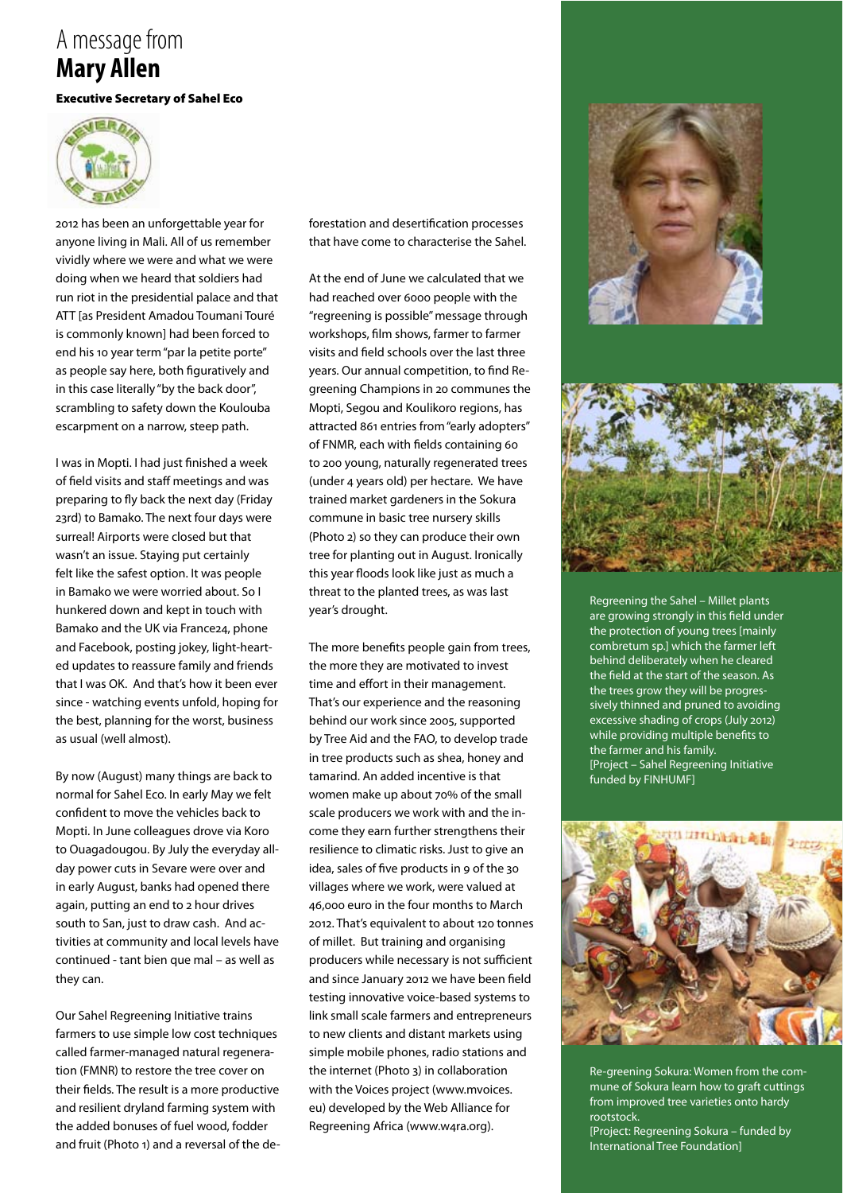# A message from **Mary Allen**

**Executive Secretary of Sahel Eco**

2012 has been an unforgettable year for anyone living in Mali. All of us remember vividly where we were and what we were doing when we heard that soldiers had run riot in the presidential palace and that ATT [as President Amadou Toumani Touré is commonly known] had been forced to end his 10 year term "par la petite porte" as people say here, both figuratively and in this case literally "by the back door", scrambling to safety down the Koulouba escarpment on a narrow, steep path.

I was in Mopti. I had just finished a week of field visits and staff meetings and was preparing to fly back the next day (Friday 23rd) to Bamako. The next four days were surreal! Airports were closed but that wasn't an issue. Staying put certainly felt like the safest option. It was people in Bamako we were worried about. So I hunkered down and kept in touch with Bamako and the UK via France24, phone and Facebook, posting jokey, light-hearted updates to reassure family and friends that I was OK. And that's how it been ever since - watching events unfold, hoping for the best, planning for the worst, business as usual (well almost).

By now (August) many things are back to normal for Sahel Eco. In early May we felt confident to move the vehicles back to Mopti. In June colleagues drove via Koro to Ouagadougou. By July the everyday all-day power cuts in Sevare were over and in early August, banks had opened there again, putting an end to 2 hour drives south to San, just to draw cash. And activities at community and local levels have continued - tant bien que mal – as well as they can.

Our Sahel Regreening Initiative trains farmers to use simple low cost techniques called farmer-managed natural regeneration (FMNR) to restore the tree cover on their fields. The result is a more productive and resilient dryland farming system with the added bonuses of fuel wood, fodder and fruit (Photo 1) and a reversal of the deforestation and desertification processes that have come to characterise the Sahel.

At the end of June we calculated that we had reached over 6000 people with the "regreening is possible" message through workshops, film shows, farmer to farmer visits and field schools over the last three years. Our annual competition, to find Regreening Champions in 20 communes the Mopti, Segou and Koulikoro regions, has attracted 861 entries from "early adopters" of FNMR, each with fields containing 60 to 200 young, naturally regenerated trees (under 4 years old) per hectare. We have trained market gardeners in the Sokura commune in basic tree nursery skills (Photo 2) so they can produce their own tree for planting out in August. Ironically this year floods look like just as much a threat to the planted trees, as was last year's drought.

The more benefits people gain from trees, the more they are motivated to invest time and effort in their management. That's our experience and the reasoning behind our work since 2005, supported by Tree Aid and the FAO, to develop trade in tree products such as shea, honey and tamarind. An added incentive is that women make up about 70% of the small scale producers we work with and the income they earn further strengthens their resilience to climatic risks. Just to give an idea, sales of five products in 9 of the 30 villages where we work, were valued at 46,000 euro in the four months to March 2012. That's equivalent to about 120 tonnes of millet. But training and organising producers while necessary is not sufficient and since January 2012 we have been field testing innovative voice-based systems to link small scale farmers and entrepreneurs to new clients and distant markets using simple mobile phones, radio stations and the internet (Photo 3) in collaboration with the Voices project (www.mvoices.eu) developed by the Web Alliance for Regreening Africa (www.w4ra.org).

Regreening the Sahel – Millet plants are growing strongly in this field under the protection of young trees [mainly combretum sp.] which the farmer left behind deliberately when he cleared the field at the start of the season. As the trees grow they will be progressively thinned and pruned to avoiding excessive shading of crops (July 2012) while providing multiple benefits to the farmer and his family.
[Project – Sahel Regreening Initiative funded by FINHUMF]

Re-greening Sokura: Women from the commune of Sokura learn how to graft cuttings from improved tree varieties onto hardy rootstock.
[Project: Regreening Sokura – funded by International Tree Foundation]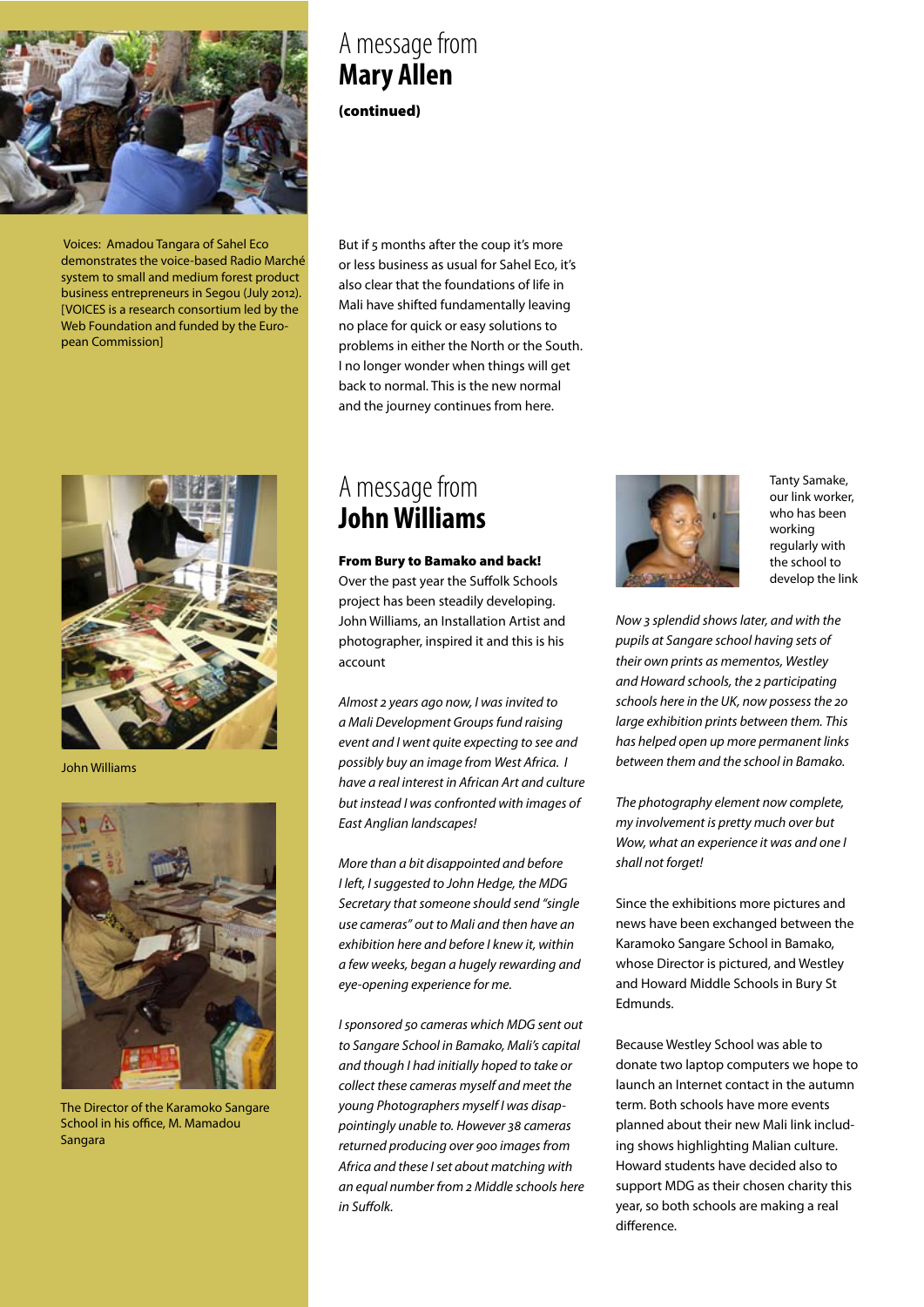Voices: Amadou Tangara of Sahel Eco demonstrates the voice-based Radio Marché system to small and medium forest product business entrepreneurs in Segou (July 2012). [VOICES is a research consortium led by the Web Foundation and funded by the European Commission]

## A message from **Mary Allen**

**(continued)**

But if 5 months after the coup it's more or less business as usual for Sahel Eco, it's also clear that the foundations of life in Mali have shifted fundamentally leaving no place for quick or easy solutions to problems in either the North or the South. I no longer wonder when things will get back to normal. This is the new normal and the journey continues from here.

John Williams

The Director of the Karamoko Sangare School in his office, M. Mamadou Sangara

## A message from **John Williams**

**From Bury to Bamako and back!**

Over the past year the Suffolk Schools project has been steadily developing. John Williams, an Installation Artist and photographer, inspired it and this is his account

*Almost 2 years ago now, I was invited to a Mali Development Groups fund raising event and I went quite expecting to see and possibly buy an image from West Africa. I have a real interest in African Art and culture but instead I was confronted with images of East Anglian landscapes!*

*More than a bit disappointed and before I left, I suggested to John Hedge, the MDG Secretary that someone should send "single use cameras" out to Mali and then have an exhibition here and before I knew it, within a few weeks, began a hugely rewarding and eye-opening experience for me.*

*I sponsored 50 cameras which MDG sent out to Sangare School in Bamako, Mali's capital and though I had initially hoped to take or collect these cameras myself and meet the young Photographers myself I was disappointingly unable to. However 38 cameras returned producing over 900 images from Africa and these I set about matching with an equal number from 2 Middle schools here in Suffolk.*

Tanty Samake, our link worker, who has been working regularly with the school to develop the link

*Now 3 splendid shows later, and with the pupils at Sangare school having sets of their own prints as mementos, Westley and Howard schools, the 2 participating schools here in the UK, now possess the 20 large exhibition prints between them. This has helped open up more permanent links between them and the school in Bamako.*

*The photography element now complete, my involvement is pretty much over but Wow, what an experience it was and one I shall not forget!*

Since the exhibitions more pictures and news have been exchanged between the Karamoko Sangare School in Bamako, whose Director is pictured, and Westley and Howard Middle Schools in Bury St Edmunds.

Because Westley School was able to donate two laptop computers we hope to launch an Internet contact in the autumn term. Both schools have more events planned about their new Mali link including shows highlighting Malian culture. Howard students have decided also to support MDG as their chosen charity this year, so both schools are making a real difference.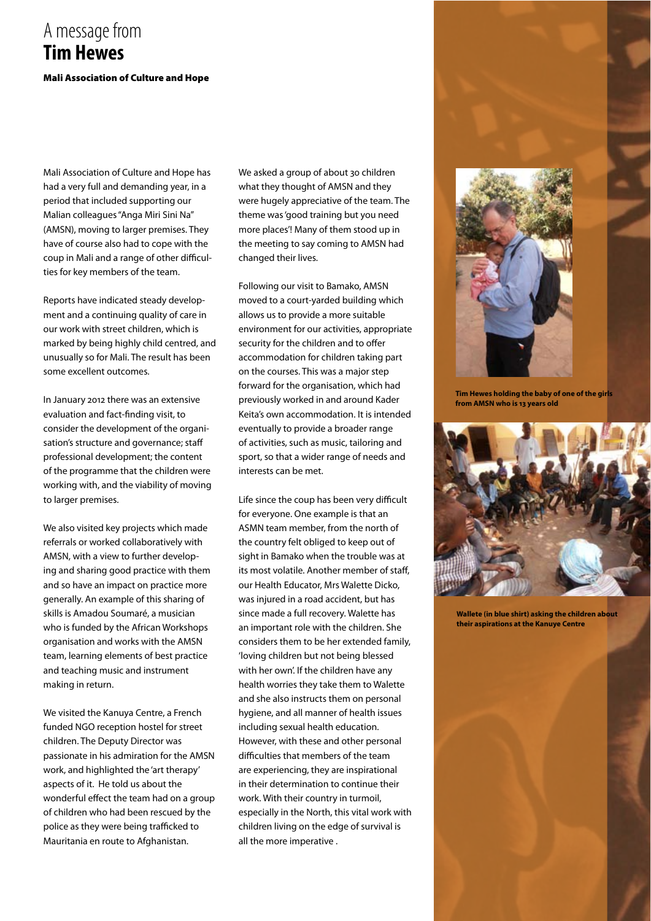# A message from **Tim Hewes**

**Mali Association of Culture and Hope**

Mali Association of Culture and Hope has had a very full and demanding year, in a period that included supporting our Malian colleagues "Anga Miri Sini Na" (AMSN), moving to larger premises. They have of course also had to cope with the coup in Mali and a range of other difficulties for key members of the team.

Reports have indicated steady development and a continuing quality of care in our work with street children, which is marked by being highly child centred, and unusually so for Mali. The result has been some excellent outcomes.

In January 2012 there was an extensive evaluation and fact-finding visit, to consider the development of the organisation's structure and governance; staff professional development; the content of the programme that the children were working with, and the viability of moving to larger premises.

We also visited key projects which made referrals or worked collaboratively with AMSN, with a view to further developing and sharing good practice with them and so have an impact on practice more generally. An example of this sharing of skills is Amadou Soumaré, a musician who is funded by the African Workshops organisation and works with the AMSN team, learning elements of best practice and teaching music and instrument making in return.

We visited the Kanuya Centre, a French funded NGO reception hostel for street children. The Deputy Director was passionate in his admiration for the AMSN work, and highlighted the 'art therapy' aspects of it. He told us about the wonderful effect the team had on a group of children who had been rescued by the police as they were being trafficked to Mauritania en route to Afghanistan.

We asked a group of about 30 children what they thought of AMSN and they were hugely appreciative of the team. The theme was 'good training but you need more places'! Many of them stood up in the meeting to say coming to AMSN had changed their lives.

Following our visit to Bamako, AMSN moved to a court-yarded building which allows us to provide a more suitable environment for our activities, appropriate security for the children and to offer accommodation for children taking part on the courses. This was a major step forward for the organisation, which had previously worked in and around Kader Keita's own accommodation. It is intended eventually to provide a broader range of activities, such as music, tailoring and sport, so that a wider range of needs and interests can be met.

Life since the coup has been very difficult for everyone. One example is that an ASMN team member, from the north of the country felt obliged to keep out of sight in Bamako when the trouble was at its most volatile. Another member of staff, our Health Educator, Mrs Walette Dicko, was injured in a road accident, but has since made a full recovery. Walette has an important role with the children. She considers them to be her extended family, 'loving children but not being blessed with her own'. If the children have any health worries they take them to Walette and she also instructs them on personal hygiene, and all manner of health issues including sexual health education. However, with these and other personal difficulties that members of the team are experiencing, they are inspirational in their determination to continue their work. With their country in turmoil, especially in the North, this vital work with children living on the edge of survival is all the more imperative .

**Tim Hewes holding the baby of one of the girls from AMSN who is 13 years old**

**Wallete (in blue shirt) asking the children about their aspirations at the Kanuye Centre**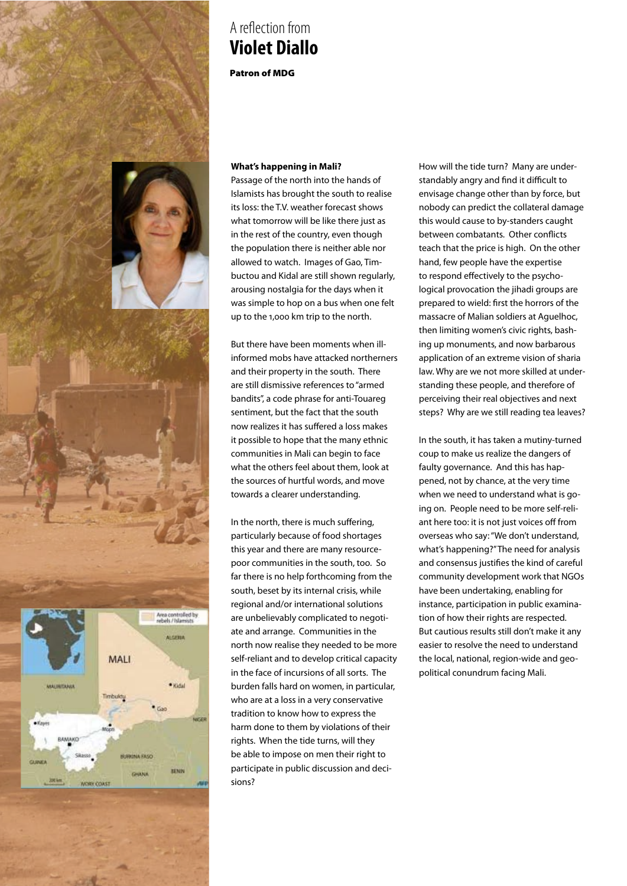A reflection from

# Violet Diallo

**Patron of MDG**

**What's happening in Mali?**

Passage of the north into the hands of Islamists has brought the south to realise its loss: the T.V. weather forecast shows what tomorrow will be like there just as in the rest of the country, even though the population there is neither able nor allowed to watch. Images of Gao, Timbuctou and Kidal are still shown regularly, arousing nostalgia for the days when it was simple to hop on a bus when one felt up to the 1,000 km trip to the north.

But there have been moments when ill-informed mobs have attacked northerners and their property in the south. There are still dismissive references to "armed bandits", a code phrase for anti-Touareg sentiment, but the fact that the south now realizes it has suffered a loss makes it possible to hope that the many ethnic communities in Mali can begin to face what the others feel about them, look at the sources of hurtful words, and move towards a clearer understanding.

In the north, there is much suffering, particularly because of food shortages this year and there are many resource-poor communities in the south, too. So far there is no help forthcoming from the south, beset by its internal crisis, while regional and/or international solutions are unbelievably complicated to negotiate and arrange. Communities in the north now realise they needed to be more self-reliant and to develop critical capacity in the face of incursions of all sorts. The burden falls hard on women, in particular, who are at a loss in a very conservative tradition to know how to express the harm done to them by violations of their rights. When the tide turns, will they be able to impose on men their right to participate in public discussion and decisions?

How will the tide turn? Many are understandably angry and find it difficult to envisage change other than by force, but nobody can predict the collateral damage this would cause to by-standers caught between combatants. Other conflicts teach that the price is high. On the other hand, few people have the expertise to respond effectively to the psychological provocation the jihadi groups are prepared to wield: first the horrors of the massacre of Malian soldiers at Aguelhoc, then limiting women's civic rights, bashing up monuments, and now barbarous application of an extreme vision of sharia law. Why are we not more skilled at understanding these people, and therefore of perceiving their real objectives and next steps? Why are we still reading tea leaves?

In the south, it has taken a mutiny-turned coup to make us realize the dangers of faulty governance. And this has happened, not by chance, at the very time when we need to understand what is going on. People need to be more self-reliant here too: it is not just voices off from overseas who say: "We don't understand, what's happening?" The need for analysis and consensus justifies the kind of careful community development work that NGOs have been undertaking, enabling for instance, participation in public examination of how their rights are respected. But cautious results still don't make it any easier to resolve the need to understand the local, national, region-wide and geo-political conundrum facing Mali.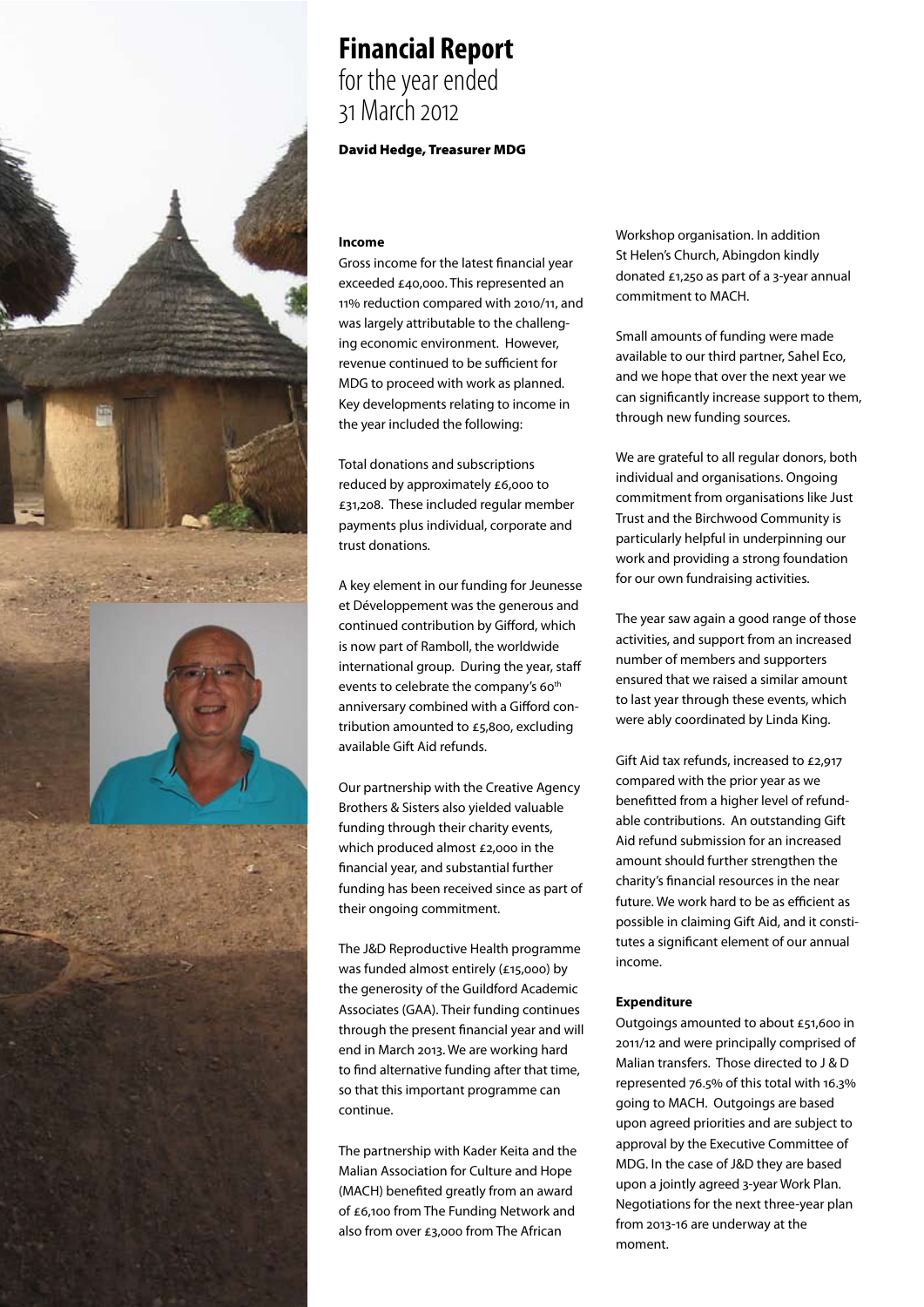# Financial Report

for the year ended
31 March 2012

**David Hedge, Treasurer MDG**

### Income

Gross income for the latest financial year exceeded £40,000. This represented an 11% reduction compared with 2010/11, and was largely attributable to the challenging economic environment. However, revenue continued to be sufficient for MDG to proceed with work as planned. Key developments relating to income in the year included the following:

Total donations and subscriptions reduced by approximately £6,000 to £31,208. These included regular member payments plus individual, corporate and trust donations.

A key element in our funding for Jeunesse et Développement was the generous and continued contribution by Gifford, which is now part of Ramboll, the worldwide international group. During the year, staff events to celebrate the company's 60th anniversary combined with a Gifford contribution amounted to £5,800, excluding available Gift Aid refunds.

Our partnership with the Creative Agency Brothers & Sisters also yielded valuable funding through their charity events, which produced almost £2,000 in the financial year, and substantial further funding has been received since as part of their ongoing commitment.

The J&D Reproductive Health programme was funded almost entirely (£15,000) by the generosity of the Guildford Academic Associates (GAA). Their funding continues through the present financial year and will end in March 2013. We are working hard to find alternative funding after that time, so that this important programme can continue.

The partnership with Kader Keita and the Malian Association for Culture and Hope (MACH) benefited greatly from an award of £6,100 from The Funding Network and also from over £3,000 from The African Workshop organisation. In addition St Helen's Church, Abingdon kindly donated £1,250 as part of a 3-year annual commitment to MACH.

Small amounts of funding were made available to our third partner, Sahel Eco, and we hope that over the next year we can significantly increase support to them, through new funding sources.

We are grateful to all regular donors, both individual and organisations. Ongoing commitment from organisations like Just Trust and the Birchwood Community is particularly helpful in underpinning our work and providing a strong foundation for our own fundraising activities.

The year saw again a good range of those activities, and support from an increased number of members and supporters ensured that we raised a similar amount to last year through these events, which were ably coordinated by Linda King.

Gift Aid tax refunds, increased to £2,917 compared with the prior year as we benefitted from a higher level of refundable contributions. An outstanding Gift Aid refund submission for an increased amount should further strengthen the charity's financial resources in the near future. We work hard to be as efficient as possible in claiming Gift Aid, and it constitutes a significant element of our annual income.

### Expenditure

Outgoings amounted to about £51,600 in 2011/12 and were principally comprised of Malian transfers. Those directed to J & D represented 76.5% of this total with 16.3% going to MACH. Outgoings are based upon agreed priorities and are subject to approval by the Executive Committee of MDG. In the case of J&D they are based upon a jointly agreed 3-year Work Plan. Negotiations for the next three-year plan from 2013-16 are underway at the moment.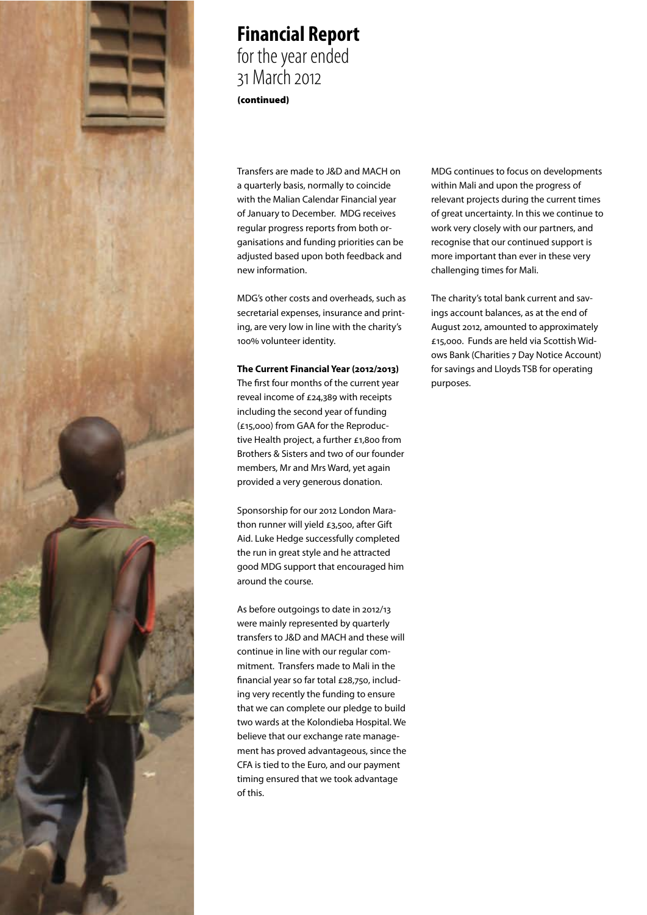# Financial Report
for the year ended
31 March 2012

**(continued)**

Transfers are made to J&D and MACH on a quarterly basis, normally to coincide with the Malian Calendar Financial year of January to December. MDG receives regular progress reports from both organisations and funding priorities can be adjusted based upon both feedback and new information.

MDG's other costs and overheads, such as secretarial expenses, insurance and printing, are very low in line with the charity's 100% volunteer identity.

**The Current Financial Year (2012/2013)**
The first four months of the current year reveal income of £24,389 with receipts including the second year of funding (£15,000) from GAA for the Reproductive Health project, a further £1,800 from Brothers & Sisters and two of our founder members, Mr and Mrs Ward, yet again provided a very generous donation.

Sponsorship for our 2012 London Marathon runner will yield £3,500, after Gift Aid. Luke Hedge successfully completed the run in great style and he attracted good MDG support that encouraged him around the course.

As before outgoings to date in 2012/13 were mainly represented by quarterly transfers to J&D and MACH and these will continue in line with our regular commitment. Transfers made to Mali in the financial year so far total £28,750, including very recently the funding to ensure that we can complete our pledge to build two wards at the Kolondieba Hospital. We believe that our exchange rate management has proved advantageous, since the CFA is tied to the Euro, and our payment timing ensured that we took advantage of this.

MDG continues to focus on developments within Mali and upon the progress of relevant projects during the current times of great uncertainty. In this we continue to work very closely with our partners, and recognise that our continued support is more important than ever in these very challenging times for Mali.

The charity's total bank current and savings account balances, as at the end of August 2012, amounted to approximately £15,000. Funds are held via Scottish Widows Bank (Charities 7 Day Notice Account) for savings and Lloyds TSB for operating purposes.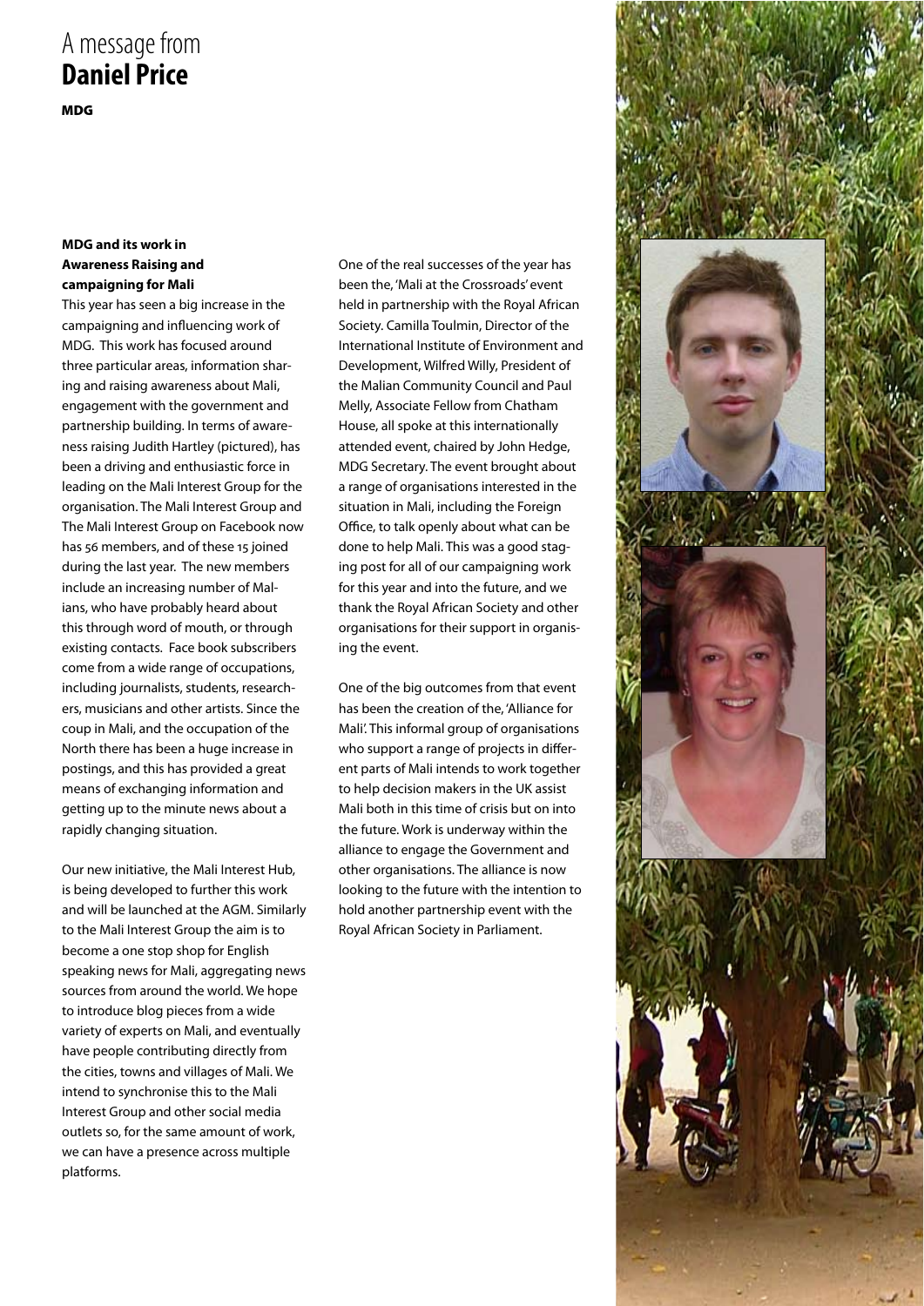# A message from **Daniel Price**

**MDG**

### MDG and its work in Awareness Raising and campaigning for Mali

This year has seen a big increase in the campaigning and influencing work of MDG. This work has focused around three particular areas, information sharing and raising awareness about Mali, engagement with the government and partnership building. In terms of awareness raising Judith Hartley (pictured), has been a driving and enthusiastic force in leading on the Mali Interest Group for the organisation. The Mali Interest Group and The Mali Interest Group on Facebook now has 56 members, and of these 15 joined during the last year. The new members include an increasing number of Malians, who have probably heard about this through word of mouth, or through existing contacts. Face book subscribers come from a wide range of occupations, including journalists, students, researchers, musicians and other artists. Since the coup in Mali, and the occupation of the North there has been a huge increase in postings, and this has provided a great means of exchanging information and getting up to the minute news about a rapidly changing situation.

Our new initiative, the Mali Interest Hub, is being developed to further this work and will be launched at the AGM. Similarly to the Mali Interest Group the aim is to become a one stop shop for English speaking news for Mali, aggregating news sources from around the world. We hope to introduce blog pieces from a wide variety of experts on Mali, and eventually have people contributing directly from the cities, towns and villages of Mali. We intend to synchronise this to the Mali Interest Group and other social media outlets so, for the same amount of work, we can have a presence across multiple platforms.

One of the real successes of the year has been the, 'Mali at the Crossroads' event held in partnership with the Royal African Society. Camilla Toulmin, Director of the International Institute of Environment and Development, Wilfred Willy, President of the Malian Community Council and Paul Melly, Associate Fellow from Chatham House, all spoke at this internationally attended event, chaired by John Hedge, MDG Secretary. The event brought about a range of organisations interested in the situation in Mali, including the Foreign Office, to talk openly about what can be done to help Mali. This was a good staging post for all of our campaigning work for this year and into the future, and we thank the Royal African Society and other organisations for their support in organising the event.

One of the big outcomes from that event has been the creation of the, 'Alliance for Mali'. This informal group of organisations who support a range of projects in different parts of Mali intends to work together to help decision makers in the UK assist Mali both in this time of crisis but on into the future. Work is underway within the alliance to engage the Government and other organisations. The alliance is now looking to the future with the intention to hold another partnership event with the Royal African Society in Parliament.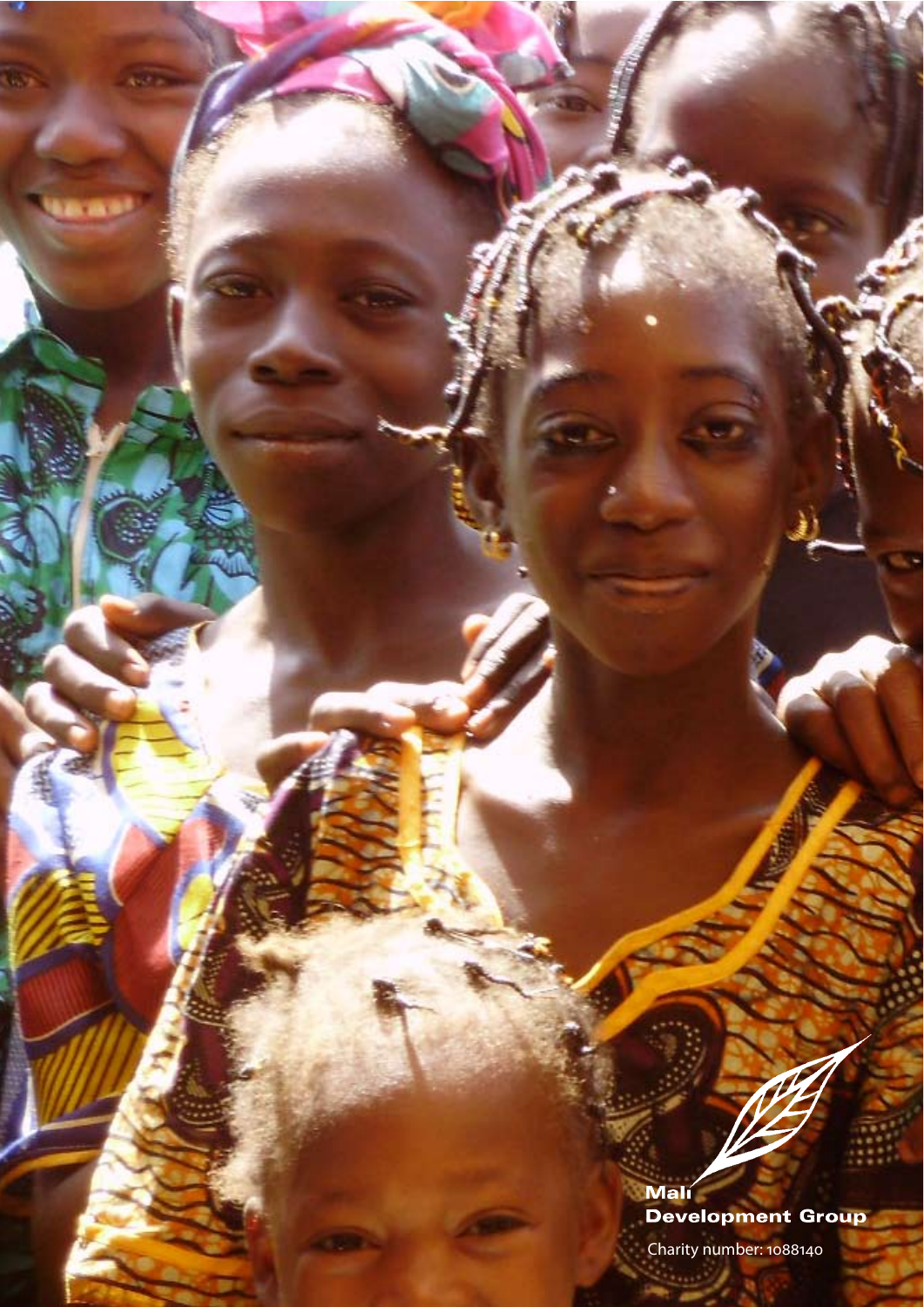Mali
Development Group

Charity number: 1088140